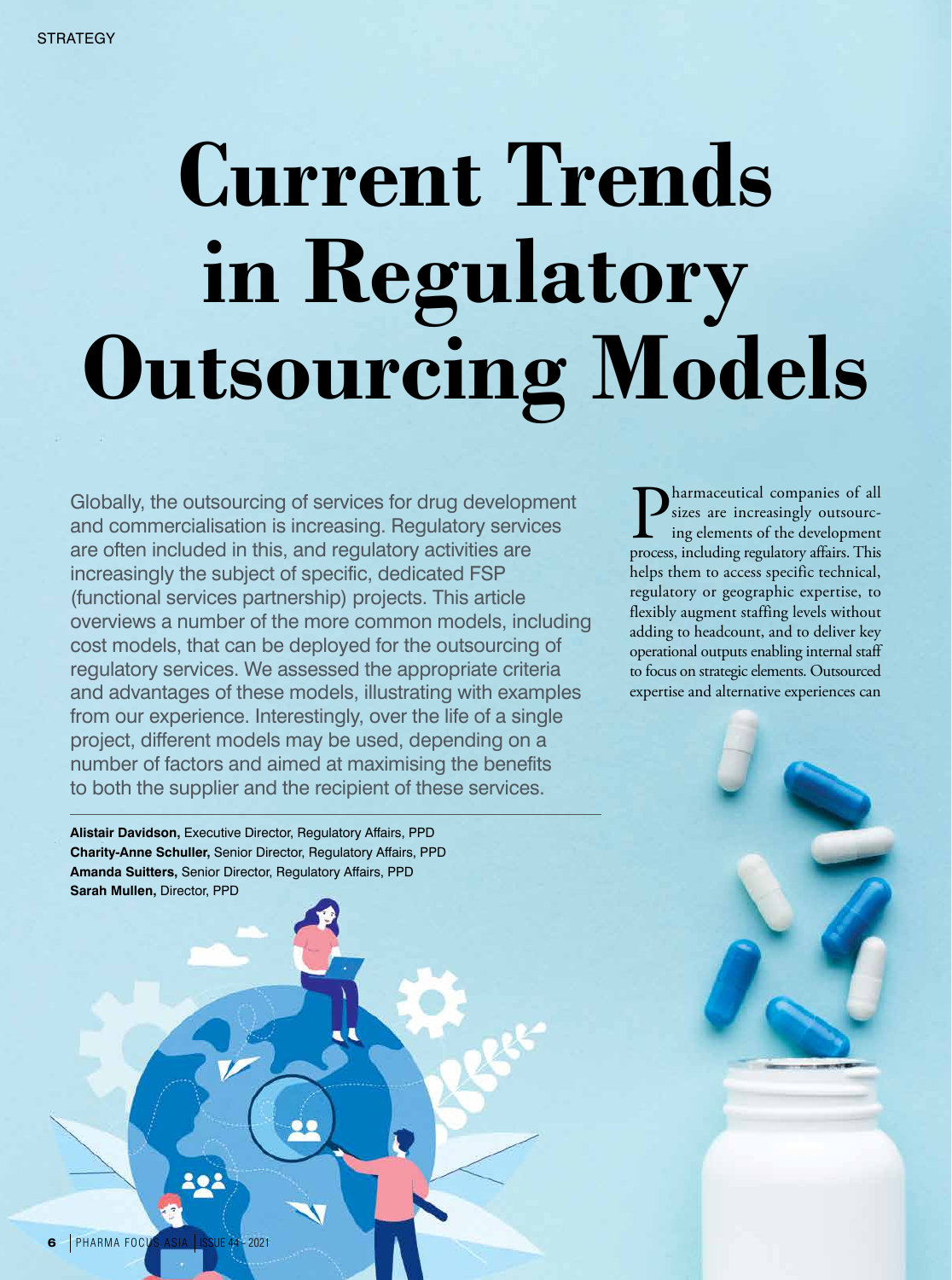STRATEGY

# Current Trends in Regulatory Outsourcing Models

Globally, the outsourcing of services for drug development and commercialisation is increasing. Regulatory services are often included in this, and regulatory activities are increasingly the subject of specific, dedicated FSP (functional services partnership) projects. This article overviews a number of the more common models, including cost models, that can be deployed for the outsourcing of regulatory services. We assessed the appropriate criteria and advantages of these models, illustrating with examples from our experience. Interestingly, over the life of a single project, different models may be used, depending on a number of factors and aimed at maximising the benefits to both the supplier and the recipient of these services.

**Alistair Davidson,** Executive Director, Regulatory Affairs, PPD
**Charity-Anne Schuller,** Senior Director, Regulatory Affairs, PPD
**Amanda Suitters,** Senior Director, Regulatory Affairs, PPD
**Sarah Mullen,** Director, PPD

Pharmaceutical companies of all sizes are increasingly outsourcing elements of the development process, including regulatory affairs. This helps them to access specific technical, regulatory or geographic expertise, to flexibly augment staffing levels without adding to headcount, and to deliver key operational outputs enabling internal staff to focus on strategic elements. Outsourced expertise and alternative experiences can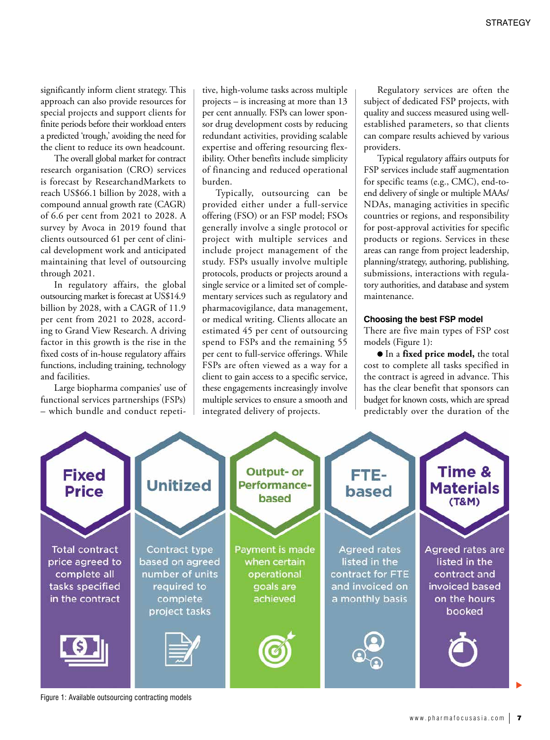significantly inform client strategy. This approach can also provide resources for special projects and support clients for finite periods before their workload enters a predicted 'trough,' avoiding the need for the client to reduce its own headcount.

The overall global market for contract research organisation (CRO) services is forecast by ResearchandMarkets to reach US$66.1 billion by 2028, with a compound annual growth rate (CAGR) of 6.6 per cent from 2021 to 2028. A survey by Avoca in 2019 found that clients outsourced 61 per cent of clinical development work and anticipated maintaining that level of outsourcing through 2021.

In regulatory affairs, the global outsourcing market is forecast at US$14.9 billion by 2028, with a CAGR of 11.9 per cent from 2021 to 2028, according to Grand View Research. A driving factor in this growth is the rise in the fixed costs of in-house regulatory affairs functions, including training, technology and facilities.

Large biopharma companies' use of functional services partnerships (FSPs) – which bundle and conduct repetitive, high-volume tasks across multiple projects – is increasing at more than 13 per cent annually. FSPs can lower sponsor drug development costs by reducing redundant activities, providing scalable expertise and offering resourcing flexibility. Other benefits include simplicity of financing and reduced operational burden.

Typically, outsourcing can be provided either under a full-service offering (FSO) or an FSP model; FSOs generally involve a single protocol or project with multiple services and include project management of the study. FSPs usually involve multiple protocols, products or projects around a single service or a limited set of complementary services such as regulatory and pharmacovigilance, data management, or medical writing. Clients allocate an estimated 45 per cent of outsourcing spend to FSPs and the remaining 55 per cent to full-service offerings. While FSPs are often viewed as a way for a client to gain access to a specific service, these engagements increasingly involve multiple services to ensure a smooth and integrated delivery of projects.

Regulatory services are often the subject of dedicated FSP projects, with quality and success measured using well-established parameters, so that clients can compare results achieved by various providers.

Typical regulatory affairs outputs for FSP services include staff augmentation for specific teams (e.g., CMC), end-to-end delivery of single or multiple MAAs/NDAs, managing activities in specific countries or regions, and responsibility for post-approval activities for specific products or regions. Services in these areas can range from project leadership, planning/strategy, authoring, publishing, submissions, interactions with regulatory authorities, and database and system maintenance.

### Choosing the best FSP model

There are five main types of FSP cost models (Figure 1):

- In a **fixed price model,** the total cost to complete all tasks specified in the contract is agreed in advance. This has the clear benefit that sponsors can budget for known costs, which are spread predictably over the duration of the

| Fixed Price | Unitized | Output- or Performance-based | FTE-based | Time & Materials (T&M) |
|---|---|---|---|---|
| Total contract price agreed to complete all tasks specified in the contract | Contract type based on agreed number of units required to complete project tasks | Payment is made when certain operational goals are achieved | Agreed rates listed in the contract for FTE and invoiced on a monthly basis | Agreed rates are listed in the contract and invoiced based on the hours booked |

Figure 1: Available outsourcing contracting models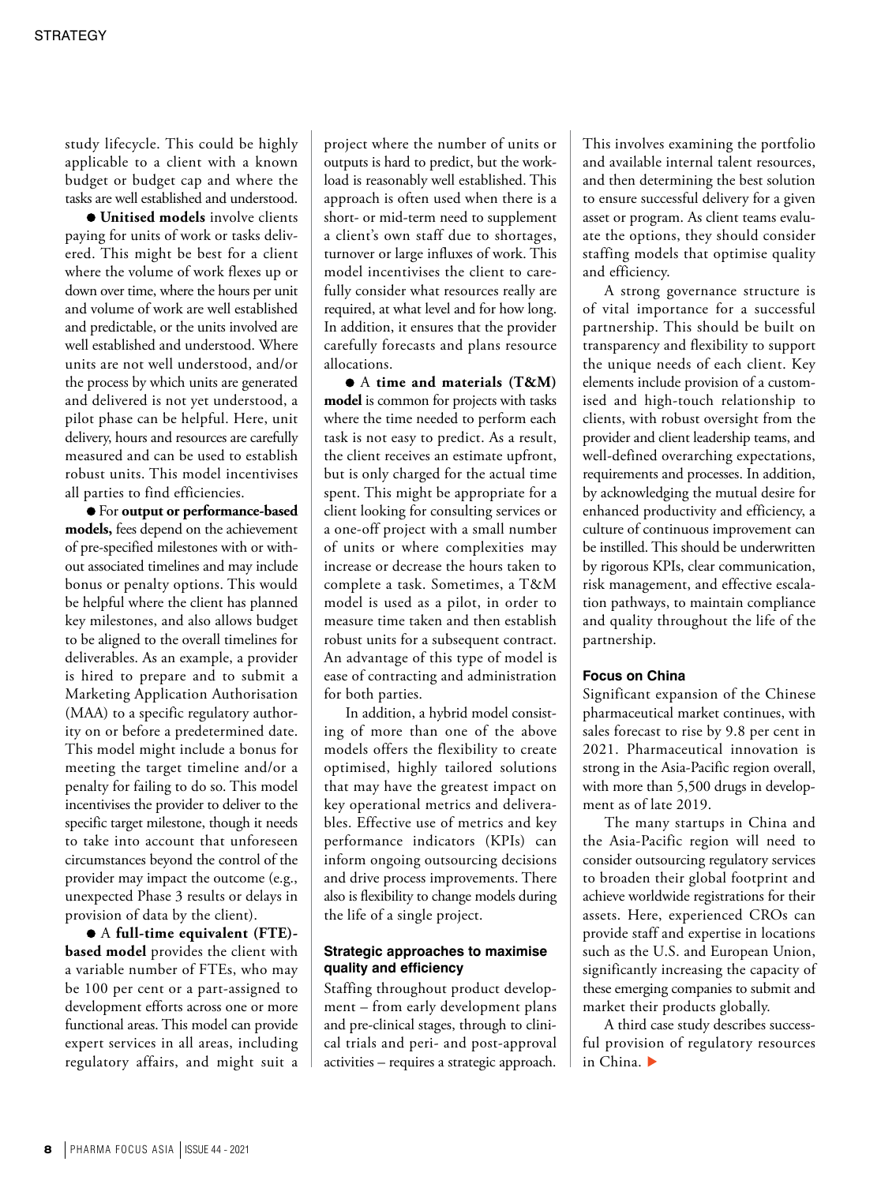study lifecycle. This could be highly applicable to a client with a known budget or budget cap and where the tasks are well established and understood.

- **Unitised models** involve clients paying for units of work or tasks delivered. This might be best for a client where the volume of work flexes up or down over time, where the hours per unit and volume of work are well established and predictable, or the units involved are well established and understood. Where units are not well understood, and/or the process by which units are generated and delivered is not yet understood, a pilot phase can be helpful. Here, unit delivery, hours and resources are carefully measured and can be used to establish robust units. This model incentivises all parties to find efficiencies.

- For **output or performance-based models,** fees depend on the achievement of pre-specified milestones with or without associated timelines and may include bonus or penalty options. This would be helpful where the client has planned key milestones, and also allows budget to be aligned to the overall timelines for deliverables. As an example, a provider is hired to prepare and to submit a Marketing Application Authorisation (MAA) to a specific regulatory authority on or before a predetermined date. This model might include a bonus for meeting the target timeline and/or a penalty for failing to do so. This model incentivises the provider to deliver to the specific target milestone, though it needs to take into account that unforeseen circumstances beyond the control of the provider may impact the outcome (e.g., unexpected Phase 3 results or delays in provision of data by the client).

- A **full-time equivalent (FTE)-based model** provides the client with a variable number of FTEs, who may be 100 per cent or a part-assigned to development efforts across one or more functional areas. This model can provide expert services in all areas, including regulatory affairs, and might suit a project where the number of units or outputs is hard to predict, but the workload is reasonably well established. This approach is often used when there is a short- or mid-term need to supplement a client's own staff due to shortages, turnover or large influxes of work. This model incentivises the client to carefully consider what resources really are required, at what level and for how long. In addition, it ensures that the provider carefully forecasts and plans resource allocations.

- A **time and materials (T&M) model** is common for projects with tasks where the time needed to perform each task is not easy to predict. As a result, the client receives an estimate upfront, but is only charged for the actual time spent. This might be appropriate for a client looking for consulting services or a one-off project with a small number of units or where complexities may increase or decrease the hours taken to complete a task. Sometimes, a T&M model is used as a pilot, in order to measure time taken and then establish robust units for a subsequent contract. An advantage of this type of model is ease of contracting and administration for both parties.

In addition, a hybrid model consisting of more than one of the above models offers the flexibility to create optimised, highly tailored solutions that may have the greatest impact on key operational metrics and deliverables. Effective use of metrics and key performance indicators (KPIs) can inform ongoing outsourcing decisions and drive process improvements. There also is flexibility to change models during the life of a single project.

### Strategic approaches to maximise quality and efficiency

Staffing throughout product development – from early development plans and pre-clinical stages, through to clinical trials and peri- and post-approval activities – requires a strategic approach. This involves examining the portfolio and available internal talent resources, and then determining the best solution to ensure successful delivery for a given asset or program. As client teams evaluate the options, they should consider staffing models that optimise quality and efficiency.

A strong governance structure is of vital importance for a successful partnership. This should be built on transparency and flexibility to support the unique needs of each client. Key elements include provision of a customised and high-touch relationship to clients, with robust oversight from the provider and client leadership teams, and well-defined overarching expectations, requirements and processes. In addition, by acknowledging the mutual desire for enhanced productivity and efficiency, a culture of continuous improvement can be instilled. This should be underwritten by rigorous KPIs, clear communication, risk management, and effective escalation pathways, to maintain compliance and quality throughout the life of the partnership.

### Focus on China

Significant expansion of the Chinese pharmaceutical market continues, with sales forecast to rise by 9.8 per cent in 2021. Pharmaceutical innovation is strong in the Asia-Pacific region overall, with more than 5,500 drugs in development as of late 2019.

The many startups in China and the Asia-Pacific region will need to consider outsourcing regulatory services to broaden their global footprint and achieve worldwide registrations for their assets. Here, experienced CROs can provide staff and expertise in locations such as the U.S. and European Union, significantly increasing the capacity of these emerging companies to submit and market their products globally.

A third case study describes successful provision of regulatory resources in China.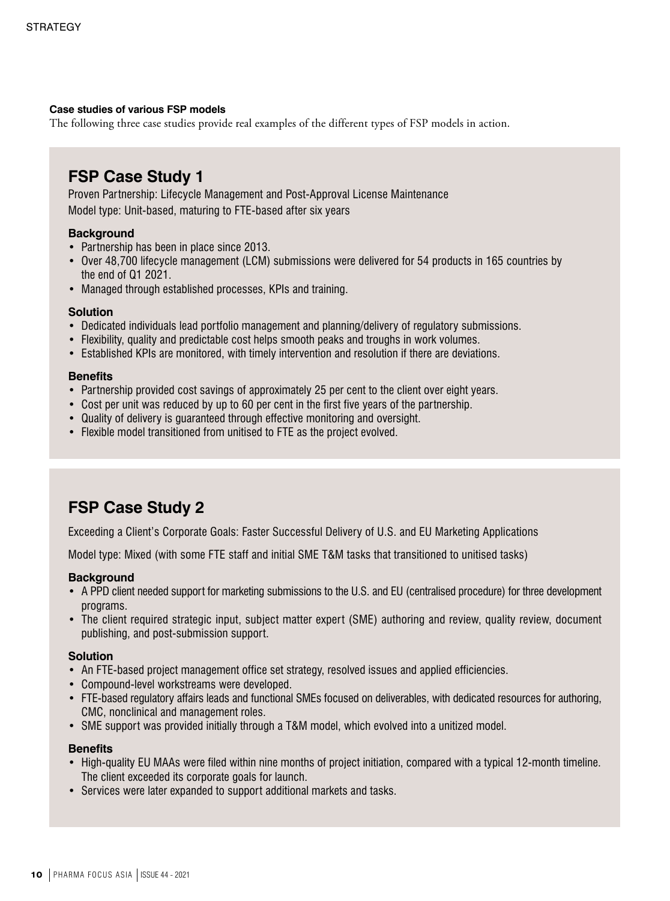**Case studies of various FSP models**

The following three case studies provide real examples of the different types of FSP models in action.

## FSP Case Study 1

Proven Partnership: Lifecycle Management and Post-Approval License Maintenance

Model type: Unit-based, maturing to FTE-based after six years

### Background

- Partnership has been in place since 2013.
- Over 48,700 lifecycle management (LCM) submissions were delivered for 54 products in 165 countries by the end of Q1 2021.
- Managed through established processes, KPIs and training.

### Solution

- Dedicated individuals lead portfolio management and planning/delivery of regulatory submissions.
- Flexibility, quality and predictable cost helps smooth peaks and troughs in work volumes.
- Established KPIs are monitored, with timely intervention and resolution if there are deviations.

### Benefits

- Partnership provided cost savings of approximately 25 per cent to the client over eight years.
- Cost per unit was reduced by up to 60 per cent in the first five years of the partnership.
- Quality of delivery is guaranteed through effective monitoring and oversight.
- Flexible model transitioned from unitised to FTE as the project evolved.

## FSP Case Study 2

Exceeding a Client's Corporate Goals: Faster Successful Delivery of U.S. and EU Marketing Applications

Model type: Mixed (with some FTE staff and initial SME T&M tasks that transitioned to unitised tasks)

### Background

- A PPD client needed support for marketing submissions to the U.S. and EU (centralised procedure) for three development programs.
- The client required strategic input, subject matter expert (SME) authoring and review, quality review, document publishing, and post-submission support.

### Solution

- An FTE-based project management office set strategy, resolved issues and applied efficiencies.
- Compound-level workstreams were developed.
- FTE-based regulatory affairs leads and functional SMEs focused on deliverables, with dedicated resources for authoring, CMC, nonclinical and management roles.
- SME support was provided initially through a T&M model, which evolved into a unitized model.

### Benefits

- High-quality EU MAAs were filed within nine months of project initiation, compared with a typical 12-month timeline. The client exceeded its corporate goals for launch.
- Services were later expanded to support additional markets and tasks.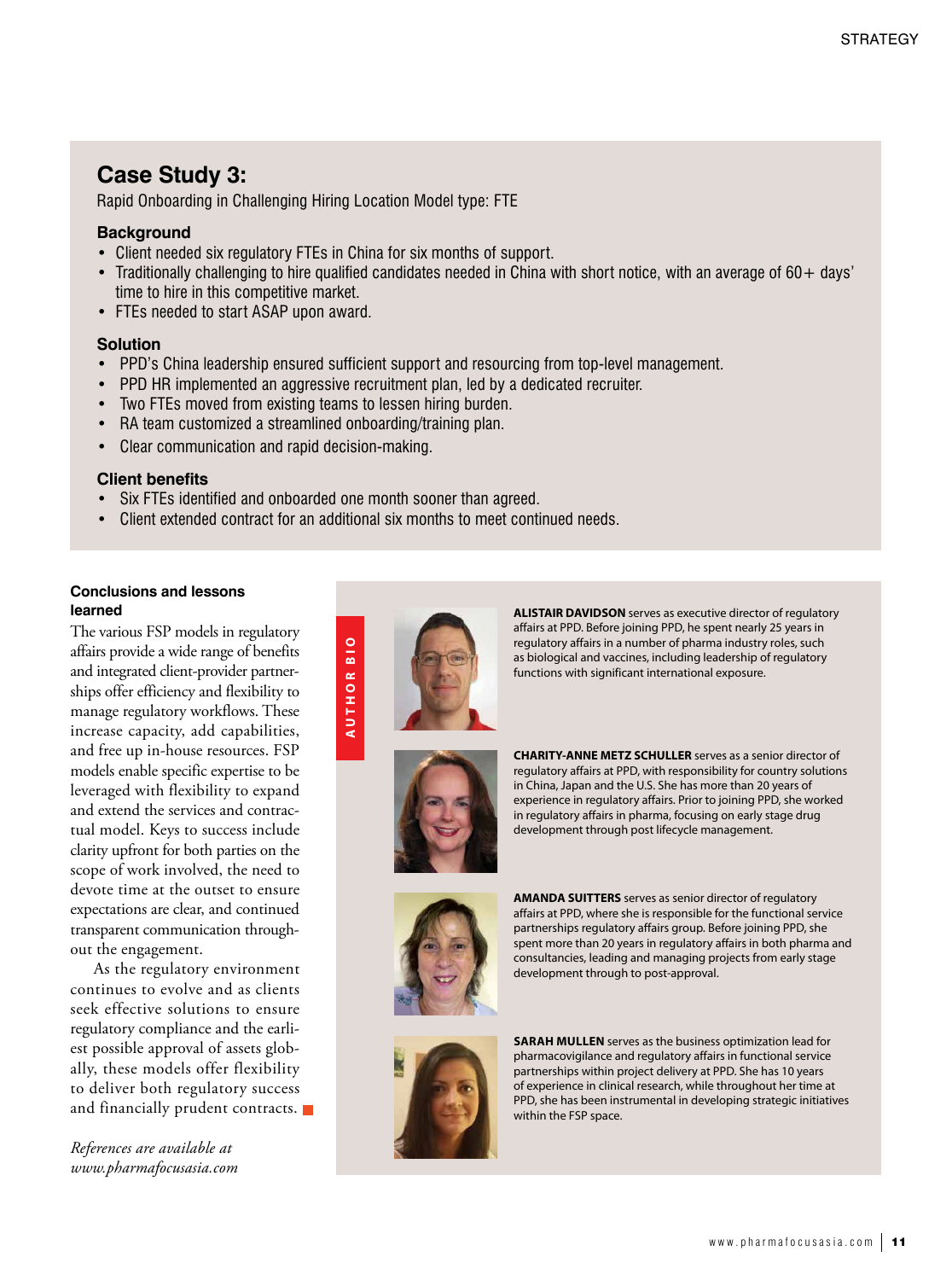## Case Study 3:

Rapid Onboarding in Challenging Hiring Location Model type: FTE

### Background

- Client needed six regulatory FTEs in China for six months of support.
- Traditionally challenging to hire qualified candidates needed in China with short notice, with an average of 60+ days' time to hire in this competitive market.
- FTEs needed to start ASAP upon award.

### Solution

- PPD's China leadership ensured sufficient support and resourcing from top-level management.
- PPD HR implemented an aggressive recruitment plan, led by a dedicated recruiter.
- Two FTEs moved from existing teams to lessen hiring burden.
- RA team customized a streamlined onboarding/training plan.
- Clear communication and rapid decision-making.

### Client benefits

- Six FTEs identified and onboarded one month sooner than agreed.
- Client extended contract for an additional six months to meet continued needs.

### Conclusions and lessons learned

The various FSP models in regulatory affairs provide a wide range of benefits and integrated client-provider partnerships offer efficiency and flexibility to manage regulatory workflows. These increase capacity, add capabilities, and free up in-house resources. FSP models enable specific expertise to be leveraged with flexibility to expand and extend the services and contractual model. Keys to success include clarity upfront for both parties on the scope of work involved, the need to devote time at the outset to ensure expectations are clear, and continued transparent communication throughout the engagement.

As the regulatory environment continues to evolve and as clients seek effective solutions to ensure regulatory compliance and the earliest possible approval of assets globally, these models offer flexibility to deliver both regulatory success and financially prudent contracts.

*References are available at www.pharmafocusasia.com*

### AUTHOR BIO

**ALISTAIR DAVIDSON** serves as executive director of regulatory affairs at PPD. Before joining PPD, he spent nearly 25 years in regulatory affairs in a number of pharma industry roles, such as biological and vaccines, including leadership of regulatory functions with significant international exposure.

**CHARITY-ANNE METZ SCHULLER** serves as a senior director of regulatory affairs at PPD, with responsibility for country solutions in China, Japan and the U.S. She has more than 20 years of experience in regulatory affairs. Prior to joining PPD, she worked in regulatory affairs in pharma, focusing on early stage drug development through post lifecycle management.

**AMANDA SUITTERS** serves as senior director of regulatory affairs at PPD, where she is responsible for the functional service partnerships regulatory affairs group. Before joining PPD, she spent more than 20 years in regulatory affairs in both pharma and consultancies, leading and managing projects from early stage development through to post-approval.

**SARAH MULLEN** serves as the business optimization lead for pharmacovigilance and regulatory affairs in functional service partnerships within project delivery at PPD. She has 10 years of experience in clinical research, while throughout her time at PPD, she has been instrumental in developing strategic initiatives within the FSP space.